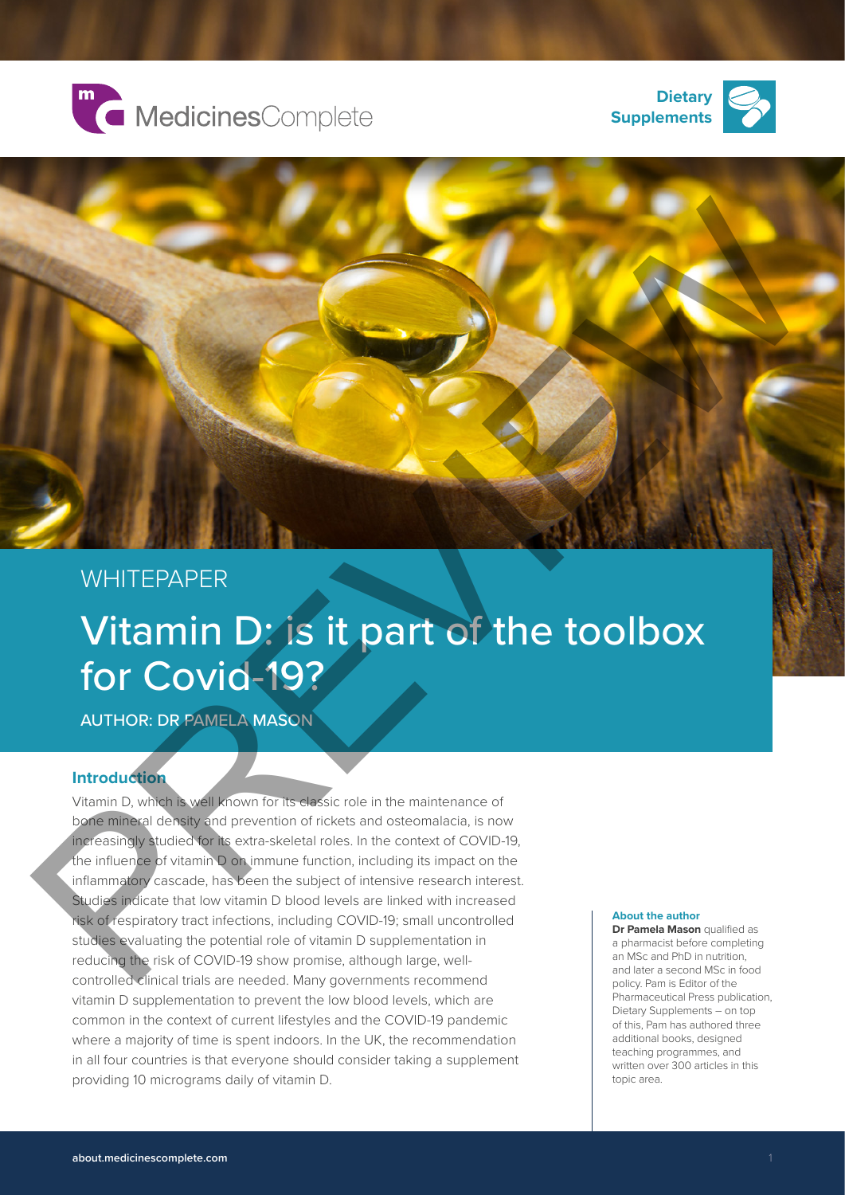MedicinesComplete

**Dietary Supplements**

WHITEPAPER

# Vitamin D: is it part of the toolbox for Covid-19?

**AUTHOR: DR PAMELA MASON**

## Introduction

Vitamin D, which is well known for its classic role in the maintenance of bone mineral density and prevention of rickets and osteomalacia, is now increasingly studied for its extra-skeletal roles. In the context of COVID-19, the influence of vitamin D on immune function, including its impact on the inflammatory cascade, has been the subject of intensive research interest. Studies indicate that low vitamin D blood levels are linked with increased risk of respiratory tract infections, including COVID-19; small uncontrolled studies evaluating the potential role of vitamin D supplementation in reducing the risk of COVID-19 show promise, although large, well-controlled clinical trials are needed. Many governments recommend vitamin D supplementation to prevent the low blood levels, which are common in the context of current lifestyles and the COVID-19 pandemic where a majority of time is spent indoors. In the UK, the recommendation in all four countries is that everyone should consider taking a supplement providing 10 micrograms daily of vitamin D.

**About the author**

**Dr Pamela Mason** qualified as a pharmacist before completing an MSc and PhD in nutrition, and later a second MSc in food policy. Pam is Editor of the Pharmaceutical Press publication, Dietary Supplements – on top of this, Pam has authored three additional books, designed teaching programmes, and written over 300 articles in this topic area.

about.medicinescomplete.com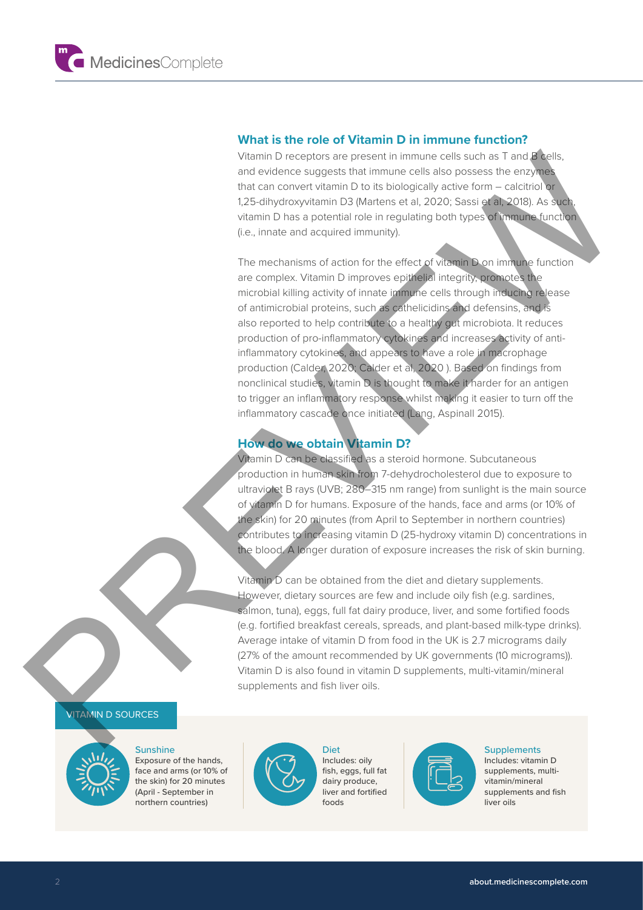## What is the role of Vitamin D in immune function?

Vitamin D receptors are present in immune cells such as T and B cells, and evidence suggests that immune cells also possess the enzymes that can convert vitamin D to its biologically active form – calcitriol or 1,25-dihydroxyvitamin D3 (Martens et al, 2020; Sassi et al, 2018). As such, vitamin D has a potential role in regulating both types of immune function (i.e., innate and acquired immunity).

The mechanisms of action for the effect of vitamin D on immune function are complex. Vitamin D improves epithelial integrity, promotes the microbial killing activity of innate immune cells through inducing release of antimicrobial proteins, such as cathelicidins and defensins, and is also reported to help contribute to a healthy gut microbiota. It reduces production of pro-inflammatory cytokines and increases activity of anti-inflammatory cytokines, and appears to have a role in macrophage production (Calder, 2020; Calder et al, 2020 ). Based on findings from nonclinical studies, vitamin D is thought to make it harder for an antigen to trigger an inflammatory response whilst making it easier to turn off the inflammatory cascade once initiated (Lang, Aspinall 2015).

## How do we obtain Vitamin D?

Vitamin D can be classified as a steroid hormone. Subcutaneous production in human skin from 7-dehydrocholesterol due to exposure to ultraviolet B rays (UVB; 280–315 nm range) from sunlight is the main source of vitamin D for humans. Exposure of the hands, face and arms (or 10% of the skin) for 20 minutes (from April to September in northern countries) contributes to increasing vitamin D (25-hydroxy vitamin D) concentrations in the blood. A longer duration of exposure increases the risk of skin burning.

Vitamin D can be obtained from the diet and dietary supplements. However, dietary sources are few and include oily fish (e.g. sardines, salmon, tuna), eggs, full fat dairy produce, liver, and some fortified foods (e.g. fortified breakfast cereals, spreads, and plant-based milk-type drinks). Average intake of vitamin D from food in the UK is 2.7 micrograms daily (27% of the amount recommended by UK governments (10 micrograms)). Vitamin D is also found in vitamin D supplements, multi-vitamin/mineral supplements and fish liver oils.

### VITAMIN D SOURCES

**Sunshine**
Exposure of the hands, face and arms (or 10% of the skin) for 20 minutes (April - September in northern countries)

**Diet**
Includes: oily fish, eggs, full fat dairy produce, liver and fortified foods

**Supplements**
Includes: vitamin D supplements, multi-vitamin/mineral supplements and fish liver oils